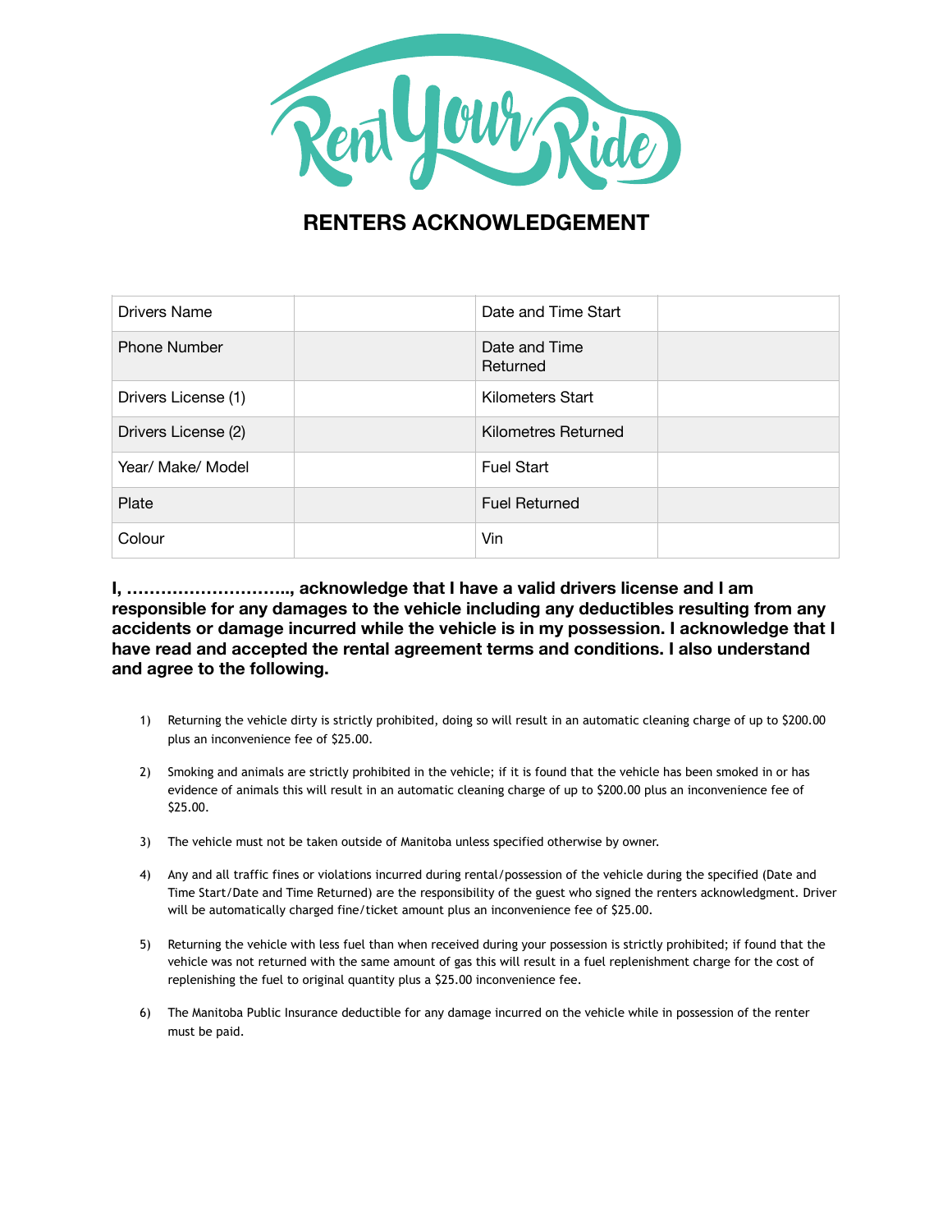Rent Your Ride

# RENTERS ACKNOWLEDGEMENT

| Drivers Name | | Date and Time Start | |
|---|---|---|---|
| Phone Number | | Date and Time Returned | |
| Drivers License (1) | | Kilometers Start | |
| Drivers License (2) | | Kilometres Returned | |
| Year/ Make/ Model | | Fuel Start | |
| Plate | | Fuel Returned | |
| Colour | | Vin | |

**I, ……………………….., acknowledge that I have a valid drivers license and I am responsible for any damages to the vehicle including any deductibles resulting from any accidents or damage incurred while the vehicle is in my possession. I acknowledge that I have read and accepted the rental agreement terms and conditions. I also understand and agree to the following.**

1) Returning the vehicle dirty is strictly prohibited, doing so will result in an automatic cleaning charge of up to $200.00 plus an inconvenience fee of $25.00.

2) Smoking and animals are strictly prohibited in the vehicle; if it is found that the vehicle has been smoked in or has evidence of animals this will result in an automatic cleaning charge of up to $200.00 plus an inconvenience fee of $25.00.

3) The vehicle must not be taken outside of Manitoba unless specified otherwise by owner.

4) Any and all traffic fines or violations incurred during rental/possession of the vehicle during the specified (Date and Time Start/Date and Time Returned) are the responsibility of the guest who signed the renters acknowledgment. Driver will be automatically charged fine/ticket amount plus an inconvenience fee of $25.00.

5) Returning the vehicle with less fuel than when received during your possession is strictly prohibited; if found that the vehicle was not returned with the same amount of gas this will result in a fuel replenishment charge for the cost of replenishing the fuel to original quantity plus a $25.00 inconvenience fee.

6) The Manitoba Public Insurance deductible for any damage incurred on the vehicle while in possession of the renter must be paid.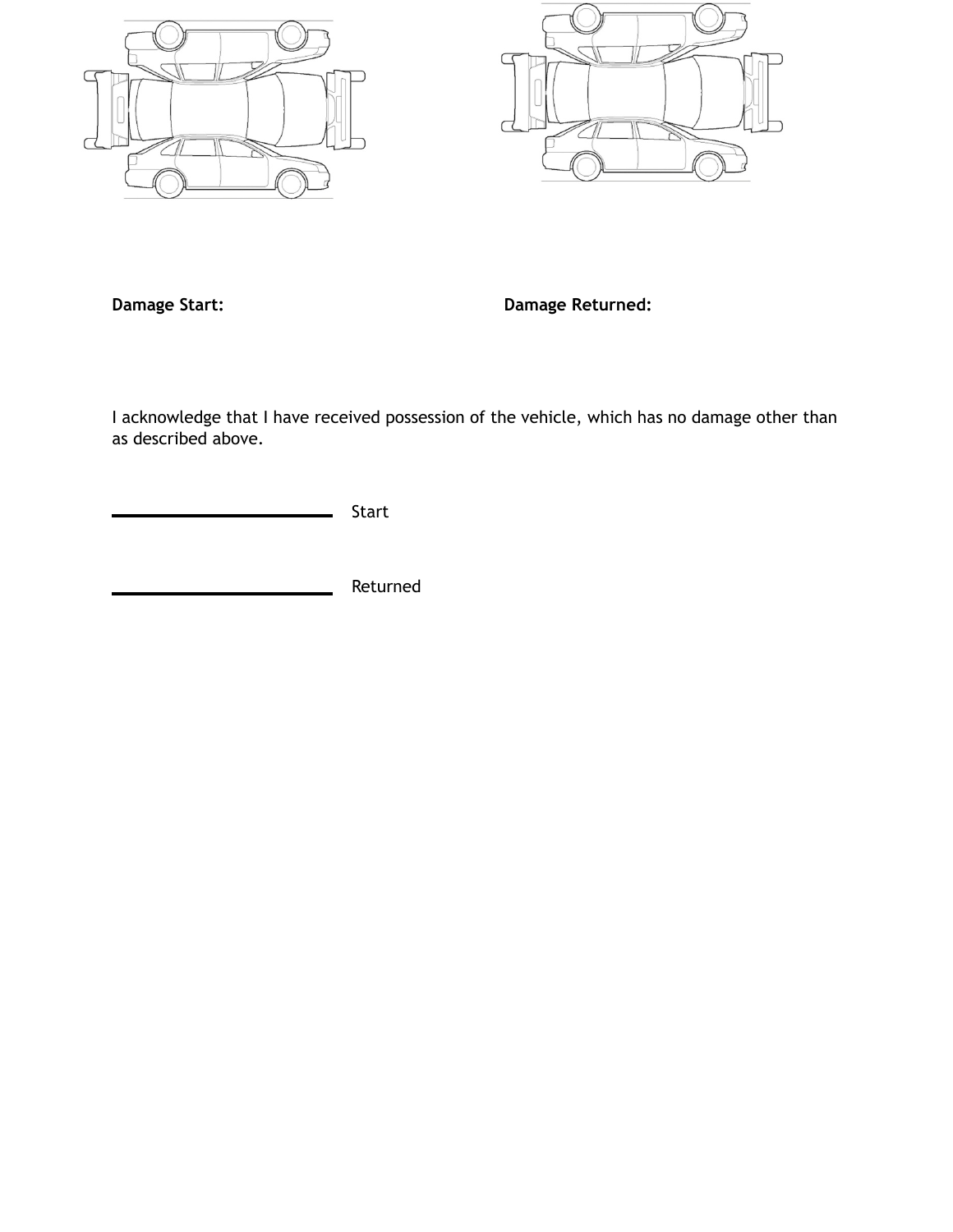**Damage Start:**

**Damage Returned:**

I acknowledge that I have received possession of the vehicle, which has no damage other than as described above.

\_\_\_\_\_\_\_\_\_\_\_\_\_\_\_\_\_\_\_\_\_\_\_\_\_\_\_\_ Start

\_\_\_\_\_\_\_\_\_\_\_\_\_\_\_\_\_\_\_\_\_\_\_\_\_\_\_\_ Returned